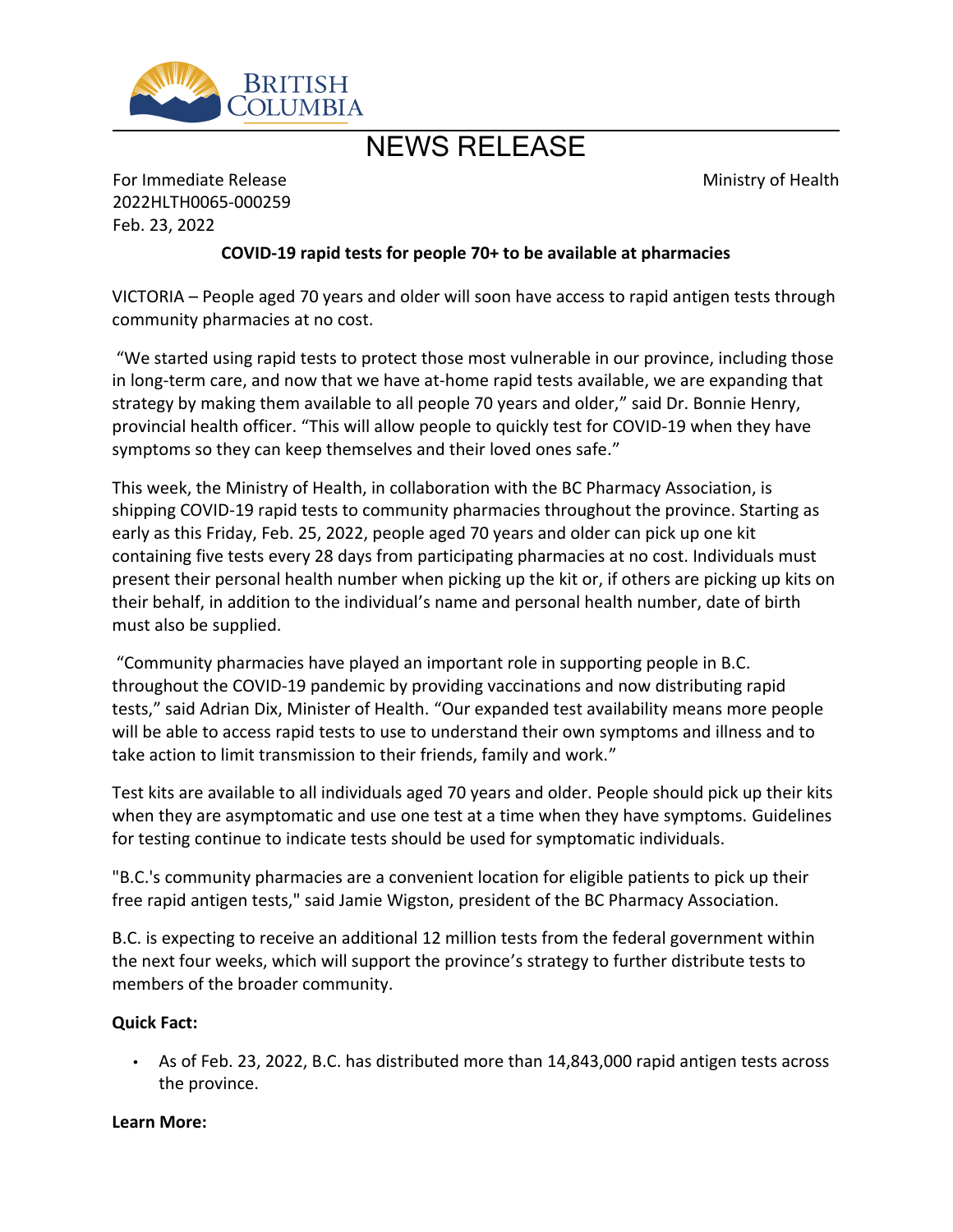# NEWS RELEASE

For Immediate Release
2022HLTH0065-000259
Feb. 23, 2022

Ministry of Health

**COVID-19 rapid tests for people 70+ to be available at pharmacies**

VICTORIA – People aged 70 years and older will soon have access to rapid antigen tests through community pharmacies at no cost.

"We started using rapid tests to protect those most vulnerable in our province, including those in long-term care, and now that we have at-home rapid tests available, we are expanding that strategy by making them available to all people 70 years and older," said Dr. Bonnie Henry, provincial health officer. "This will allow people to quickly test for COVID-19 when they have symptoms so they can keep themselves and their loved ones safe."

This week, the Ministry of Health, in collaboration with the BC Pharmacy Association, is shipping COVID-19 rapid tests to community pharmacies throughout the province. Starting as early as this Friday, Feb. 25, 2022, people aged 70 years and older can pick up one kit containing five tests every 28 days from participating pharmacies at no cost. Individuals must present their personal health number when picking up the kit or, if others are picking up kits on their behalf, in addition to the individual's name and personal health number, date of birth must also be supplied.

"Community pharmacies have played an important role in supporting people in B.C. throughout the COVID-19 pandemic by providing vaccinations and now distributing rapid tests," said Adrian Dix, Minister of Health. "Our expanded test availability means more people will be able to access rapid tests to use to understand their own symptoms and illness and to take action to limit transmission to their friends, family and work."

Test kits are available to all individuals aged 70 years and older. People should pick up their kits when they are asymptomatic and use one test at a time when they have symptoms. Guidelines for testing continue to indicate tests should be used for symptomatic individuals.

"B.C.'s community pharmacies are a convenient location for eligible patients to pick up their free rapid antigen tests," said Jamie Wigston, president of the BC Pharmacy Association.

B.C. is expecting to receive an additional 12 million tests from the federal government within the next four weeks, which will support the province's strategy to further distribute tests to members of the broader community.

**Quick Fact:**

- As of Feb. 23, 2022, B.C. has distributed more than 14,843,000 rapid antigen tests across the province.

**Learn More:**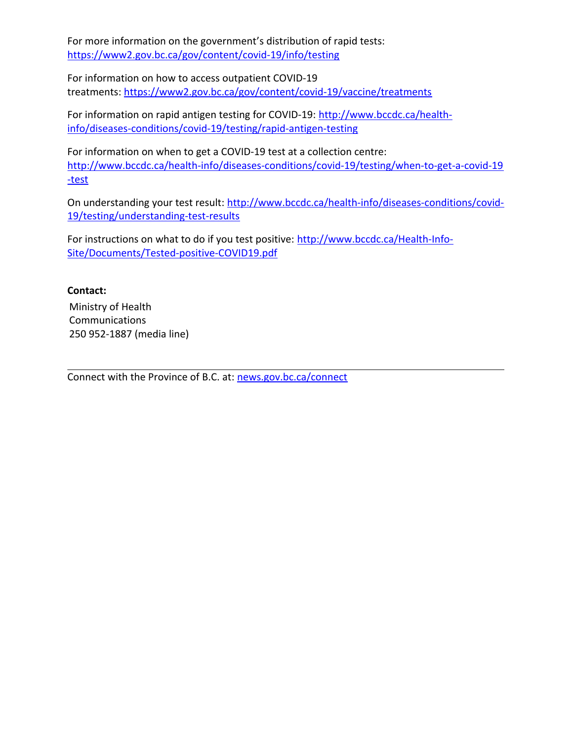For more information on the government's distribution of rapid tests: https://www2.gov.bc.ca/gov/content/covid-19/info/testing

For information on how to access outpatient COVID-19 treatments: https://www2.gov.bc.ca/gov/content/covid-19/vaccine/treatments

For information on rapid antigen testing for COVID-19: http://www.bccdc.ca/health-info/diseases-conditions/covid-19/testing/rapid-antigen-testing

For information on when to get a COVID-19 test at a collection centre: http://www.bccdc.ca/health-info/diseases-conditions/covid-19/testing/when-to-get-a-covid-19-test

On understanding your test result: http://www.bccdc.ca/health-info/diseases-conditions/covid-19/testing/understanding-test-results

For instructions on what to do if you test positive: http://www.bccdc.ca/Health-Info-Site/Documents/Tested-positive-COVID19.pdf

**Contact:**

Ministry of Health
Communications
250 952-1887 (media line)

---

Connect with the Province of B.C. at: news.gov.bc.ca/connect